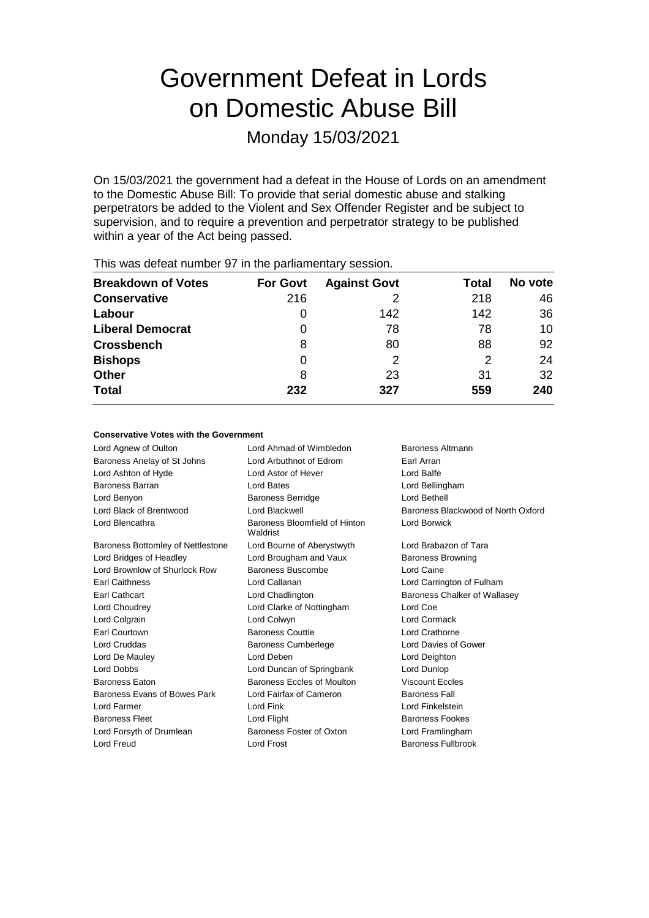# Government Defeat in Lords on Domestic Abuse Bill

Monday 15/03/2021

On 15/03/2021 the government had a defeat in the House of Lords on an amendment to the Domestic Abuse Bill: To provide that serial domestic abuse and stalking perpetrators be added to the Violent and Sex Offender Register and be subject to supervision, and to require a prevention and perpetrator strategy to be published within a year of the Act being passed.

This was defeat number 97 in the parliamentary session.

| Breakdown of Votes | For Govt | Against Govt | Total | No vote |
|---|---|---|---|---|
| **Conservative** | 216 | 2 | 218 | 46 |
| **Labour** | 0 | 142 | 142 | 36 |
| **Liberal Democrat** | 0 | 78 | 78 | 10 |
| **Crossbench** | 8 | 80 | 88 | 92 |
| **Bishops** | 0 | 2 | 2 | 24 |
| **Other** | 8 | 23 | 31 | 32 |
| **Total** | **232** | **327** | **559** | **240** |

#### Conservative Votes with the Government

| | | |
|---|---|---|
| Lord Agnew of Oulton | Lord Ahmad of Wimbledon | Baroness Altmann |
| Baroness Anelay of St Johns | Lord Arbuthnot of Edrom | Earl Arran |
| Lord Ashton of Hyde | Lord Astor of Hever | Lord Balfe |
| Baroness Barran | Lord Bates | Lord Bellingham |
| Lord Benyon | Baroness Berridge | Lord Bethell |
| Lord Black of Brentwood | Lord Blackwell | Baroness Blackwood of North Oxford |
| Lord Blencathra | Baroness Bloomfield of Hinton Waldrist | Lord Borwick |
| Baroness Bottomley of Nettlestone | Lord Bourne of Aberystwyth | Lord Brabazon of Tara |
| Lord Bridges of Headley | Lord Brougham and Vaux | Baroness Browning |
| Lord Brownlow of Shurlock Row | Baroness Buscombe | Lord Caine |
| Earl Caithness | Lord Callanan | Lord Carrington of Fulham |
| Earl Cathcart | Lord Chadlington | Baroness Chalker of Wallasey |
| Lord Choudrey | Lord Clarke of Nottingham | Lord Coe |
| Lord Colgrain | Lord Colwyn | Lord Cormack |
| Earl Courtown | Baroness Couttie | Lord Crathorne |
| Lord Cruddas | Baroness Cumberlege | Lord Davies of Gower |
| Lord De Mauley | Lord Deben | Lord Deighton |
| Lord Dobbs | Lord Duncan of Springbank | Lord Dunlop |
| Baroness Eaton | Baroness Eccles of Moulton | Viscount Eccles |
| Baroness Evans of Bowes Park | Lord Fairfax of Cameron | Baroness Fall |
| Lord Farmer | Lord Fink | Lord Finkelstein |
| Baroness Fleet | Lord Flight | Baroness Fookes |
| Lord Forsyth of Drumlean | Baroness Foster of Oxton | Lord Framlingham |
| Lord Freud | Lord Frost | Baroness Fullbrook |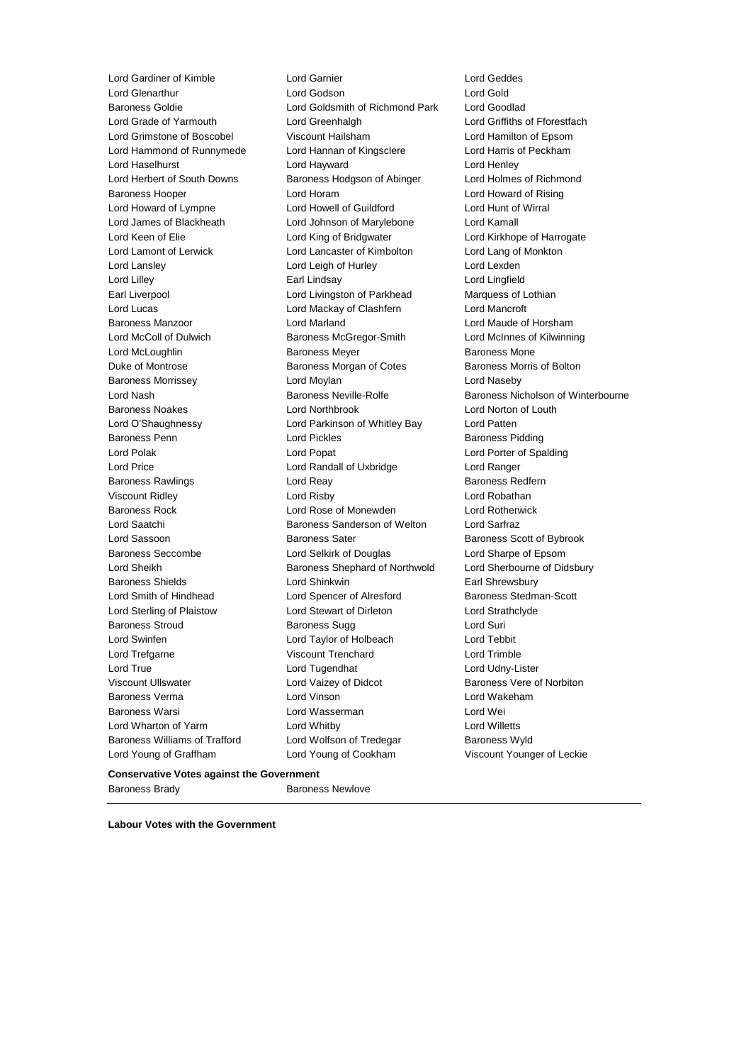Lord Gardiner of Kimble
Lord Garnier
Lord Geddes
Lord Glenarthur
Lord Godson
Lord Gold
Baroness Goldie
Lord Goldsmith of Richmond Park
Lord Goodlad
Lord Grade of Yarmouth
Lord Greenhalgh
Lord Griffiths of Fforestfach
Lord Grimstone of Boscobel
Viscount Hailsham
Lord Hamilton of Epsom
Lord Hammond of Runnymede
Lord Hannan of Kingsclere
Lord Harris of Peckham
Lord Haselhurst
Lord Hayward
Lord Henley
Lord Herbert of South Downs
Baroness Hodgson of Abinger
Lord Holmes of Richmond
Baroness Hooper
Lord Horam
Lord Howard of Rising
Lord Howard of Lympne
Lord Howell of Guildford
Lord Hunt of Wirral
Lord James of Blackheath
Lord Johnson of Marylebone
Lord Kamall
Lord Keen of Elie
Lord King of Bridgwater
Lord Kirkhope of Harrogate
Lord Lamont of Lerwick
Lord Lancaster of Kimbolton
Lord Lang of Monkton
Lord Lansley
Lord Leigh of Hurley
Lord Lexden
Lord Lilley
Earl Lindsay
Lord Lingfield
Earl Liverpool
Lord Livingston of Parkhead
Marquess of Lothian
Lord Lucas
Lord Mackay of Clashfern
Lord Mancroft
Baroness Manzoor
Lord Marland
Lord Maude of Horsham
Lord McColl of Dulwich
Baroness McGregor-Smith
Lord McInnes of Kilwinning
Lord McLoughlin
Baroness Meyer
Baroness Mone
Duke of Montrose
Baroness Morgan of Cotes
Baroness Morris of Bolton
Baroness Morrissey
Lord Moylan
Lord Naseby
Lord Nash
Baroness Neville-Rolfe
Baroness Nicholson of Winterbourne
Baroness Noakes
Lord Northbrook
Lord Norton of Louth
Lord O'Shaughnessy
Lord Parkinson of Whitley Bay
Lord Patten
Baroness Penn
Lord Pickles
Baroness Pidding
Lord Polak
Lord Popat
Lord Porter of Spalding
Lord Price
Lord Randall of Uxbridge
Lord Ranger
Baroness Rawlings
Lord Reay
Baroness Redfern
Viscount Ridley
Lord Risby
Lord Robathan
Baroness Rock
Lord Rose of Monewden
Lord Rotherwick
Lord Saatchi
Baroness Sanderson of Welton
Lord Sarfraz
Lord Sassoon
Baroness Sater
Baroness Scott of Bybrook
Baroness Seccombe
Lord Selkirk of Douglas
Lord Sharpe of Epsom
Lord Sheikh
Baroness Shephard of Northwold
Lord Sherbourne of Didsbury
Baroness Shields
Lord Shinkwin
Earl Shrewsbury
Lord Smith of Hindhead
Lord Spencer of Alresford
Baroness Stedman-Scott
Lord Sterling of Plaistow
Lord Stewart of Dirleton
Lord Strathclyde
Baroness Stroud
Baroness Sugg
Lord Suri
Lord Swinfen
Lord Taylor of Holbeach
Lord Tebbit
Lord Trefgarne
Viscount Trenchard
Lord Trimble
Lord True
Lord Tugendhat
Lord Udny-Lister
Viscount Ullswater
Lord Vaizey of Didcot
Baroness Vere of Norbiton
Baroness Verma
Lord Vinson
Lord Wakeham
Baroness Warsi
Lord Wasserman
Lord Wei
Lord Wharton of Yarm
Lord Whitby
Lord Willetts
Baroness Williams of Trafford
Lord Wolfson of Tredegar
Baroness Wyld
Lord Young of Graffham
Lord Young of Cookham
Viscount Younger of Leckie

**Conservative Votes against the Government**

Baroness Brady
Baroness Newlove

**Labour Votes with the Government**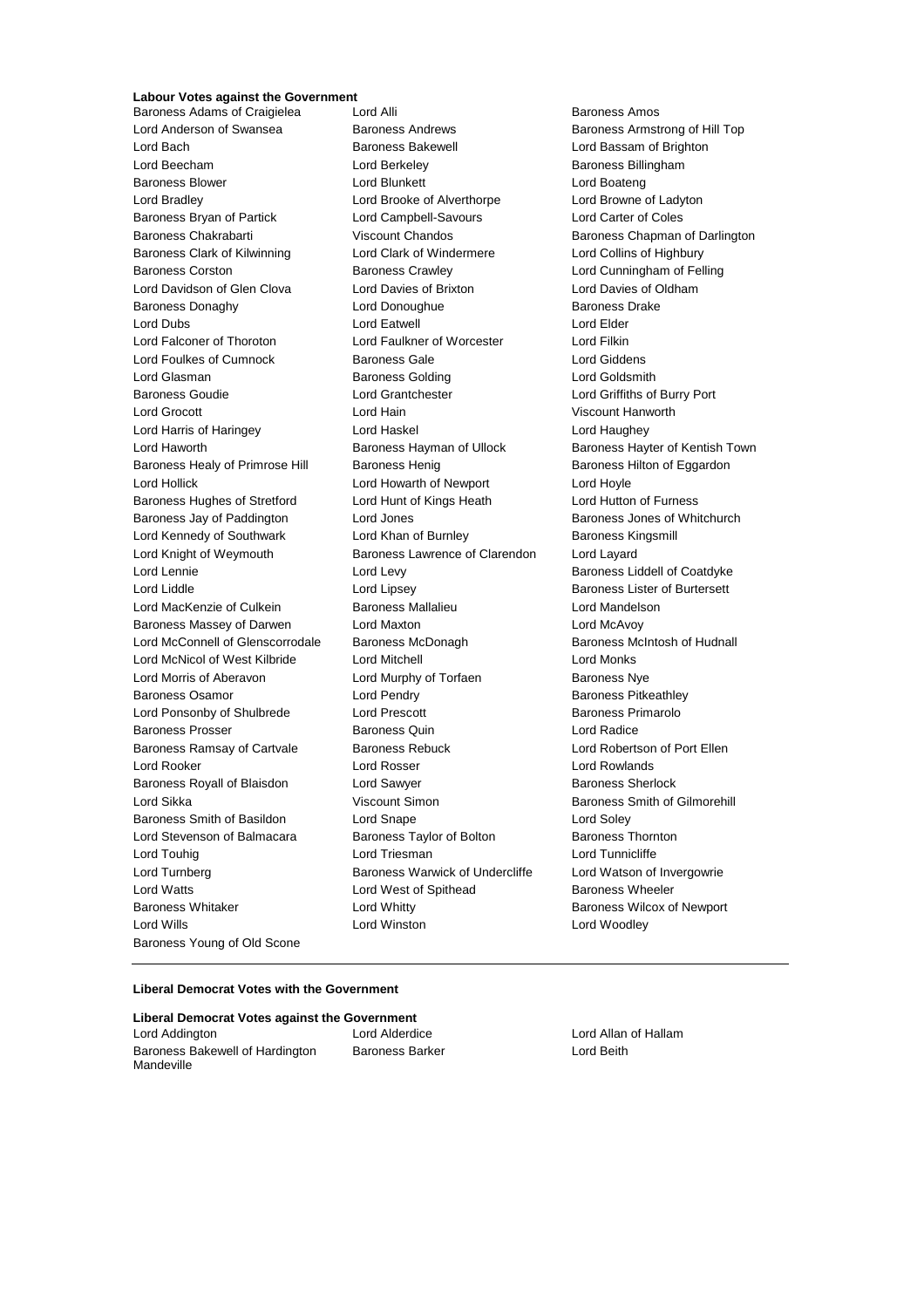**Labour Votes against the Government**

Baroness Adams of Craigielea
Lord Alli
Baroness Amos
Lord Anderson of Swansea
Baroness Andrews
Baroness Armstrong of Hill Top
Lord Bach
Baroness Bakewell
Lord Bassam of Brighton
Lord Beecham
Lord Berkeley
Baroness Billingham
Baroness Blower
Lord Blunkett
Lord Boateng
Lord Bradley
Lord Brooke of Alverthorpe
Lord Browne of Ladyton
Baroness Bryan of Partick
Lord Campbell-Savours
Lord Carter of Coles
Baroness Chakrabarti
Viscount Chandos
Baroness Chapman of Darlington
Baroness Clark of Kilwinning
Lord Clark of Windermere
Lord Collins of Highbury
Baroness Corston
Baroness Crawley
Lord Cunningham of Felling
Lord Davidson of Glen Clova
Lord Davies of Brixton
Lord Davies of Oldham
Baroness Donaghy
Lord Donoughue
Baroness Drake
Lord Dubs
Lord Eatwell
Lord Elder
Lord Falconer of Thoroton
Lord Faulkner of Worcester
Lord Filkin
Lord Foulkes of Cumnock
Baroness Gale
Lord Giddens
Lord Glasman
Baroness Golding
Lord Goldsmith
Baroness Goudie
Lord Grantchester
Lord Griffiths of Burry Port
Lord Grocott
Lord Hain
Viscount Hanworth
Lord Harris of Haringey
Lord Haskel
Lord Haughey
Lord Haworth
Baroness Hayman of Ullock
Baroness Hayter of Kentish Town
Baroness Healy of Primrose Hill
Baroness Henig
Baroness Hilton of Eggardon
Lord Hollick
Lord Howarth of Newport
Lord Hoyle
Baroness Hughes of Stretford
Lord Hunt of Kings Heath
Lord Hutton of Furness
Baroness Jay of Paddington
Lord Jones
Baroness Jones of Whitchurch
Lord Kennedy of Southwark
Lord Khan of Burnley
Baroness Kingsmill
Lord Knight of Weymouth
Baroness Lawrence of Clarendon
Lord Layard
Lord Lennie
Lord Levy
Baroness Liddell of Coatdyke
Lord Liddle
Lord Lipsey
Baroness Lister of Burtersett
Lord MacKenzie of Culkein
Baroness Mallalieu
Lord Mandelson
Baroness Massey of Darwen
Lord Maxton
Lord McAvoy
Lord McConnell of Glenscorrodale
Baroness McDonagh
Baroness McIntosh of Hudnall
Lord McNicol of West Kilbride
Lord Mitchell
Lord Monks
Lord Morris of Aberavon
Lord Murphy of Torfaen
Baroness Nye
Baroness Osamor
Lord Pendry
Baroness Pitkeathley
Lord Ponsonby of Shulbrede
Lord Prescott
Baroness Primarolo
Baroness Prosser
Baroness Quin
Lord Radice
Baroness Ramsay of Cartvale
Baroness Rebuck
Lord Robertson of Port Ellen
Lord Rooker
Lord Rosser
Lord Rowlands
Baroness Royall of Blaisdon
Lord Sawyer
Baroness Sherlock
Lord Sikka
Viscount Simon
Baroness Smith of Gilmorehill
Baroness Smith of Basildon
Lord Snape
Lord Soley
Lord Stevenson of Balmacara
Baroness Taylor of Bolton
Baroness Thornton
Lord Touhig
Lord Triesman
Lord Tunnicliffe
Lord Turnberg
Baroness Warwick of Undercliffe
Lord Watson of Invergowrie
Lord Watts
Lord West of Spithead
Baroness Wheeler
Baroness Whitaker
Lord Whitty
Baroness Wilcox of Newport
Lord Wills
Lord Winston
Lord Woodley
Baroness Young of Old Scone

---

**Liberal Democrat Votes with the Government**

**Liberal Democrat Votes against the Government**

Lord Addington
Lord Alderdice
Lord Allan of Hallam
Baroness Bakewell of Hardington Mandeville
Baroness Barker
Lord Beith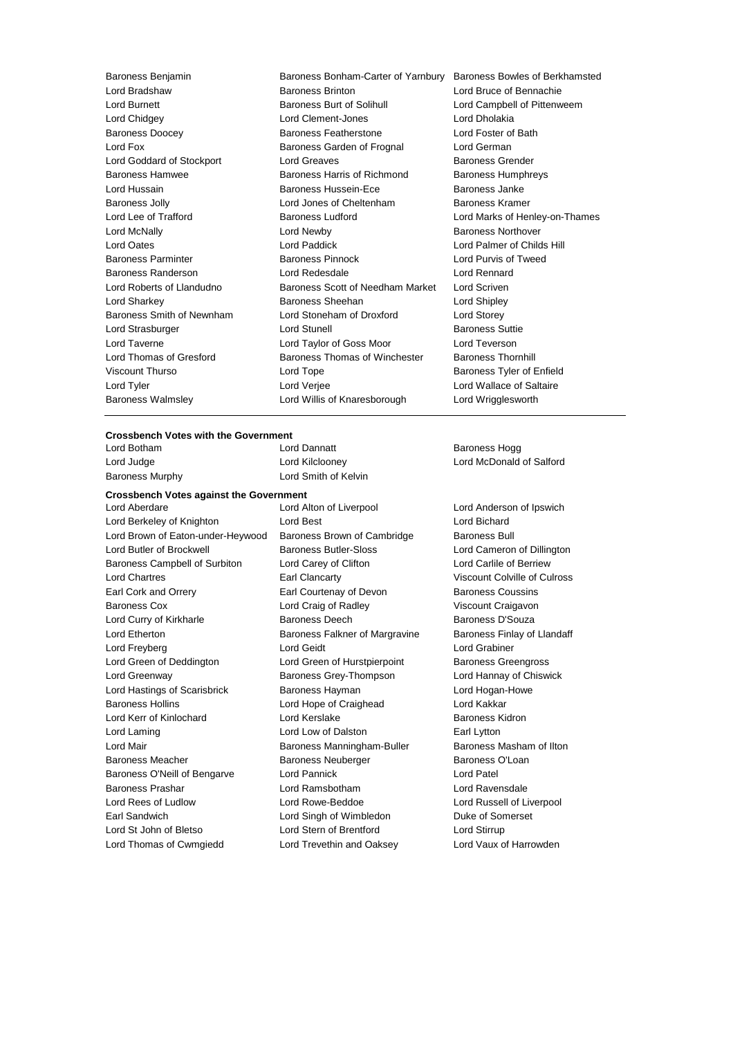Baroness Benjamin
Baroness Bonham-Carter of Yarnbury
Baroness Bowles of Berkhamsted
Lord Bradshaw
Baroness Brinton
Lord Bruce of Bennachie
Lord Burnett
Baroness Burt of Solihull
Lord Campbell of Pittenweem
Lord Chidgey
Lord Clement-Jones
Lord Dholakia
Baroness Doocey
Baroness Featherstone
Lord Foster of Bath
Lord Fox
Baroness Garden of Frognal
Lord German
Lord Goddard of Stockport
Lord Greaves
Baroness Grender
Baroness Hamwee
Baroness Harris of Richmond
Baroness Humphreys
Lord Hussain
Baroness Hussein-Ece
Baroness Janke
Baroness Jolly
Lord Jones of Cheltenham
Baroness Kramer
Lord Lee of Trafford
Baroness Ludford
Lord Marks of Henley-on-Thames
Lord McNally
Lord Newby
Baroness Northover
Lord Oates
Lord Paddick
Lord Palmer of Childs Hill
Baroness Parminter
Baroness Pinnock
Lord Purvis of Tweed
Baroness Randerson
Lord Redesdale
Lord Rennard
Lord Roberts of Llandudno
Baroness Scott of Needham Market
Lord Scriven
Lord Sharkey
Baroness Sheehan
Lord Shipley
Baroness Smith of Newnham
Lord Stoneham of Droxford
Lord Storey
Lord Strasburger
Lord Stunell
Baroness Suttie
Lord Taverne
Lord Taylor of Goss Moor
Lord Teverson
Lord Thomas of Gresford
Baroness Thomas of Winchester
Baroness Thornhill
Viscount Thurso
Lord Tope
Baroness Tyler of Enfield
Lord Tyler
Lord Verjee
Lord Wallace of Saltaire
Baroness Walmsley
Lord Willis of Knaresborough
Lord Wrigglesworth

---

**Crossbench Votes with the Government**

Lord Botham
Lord Dannatt
Baroness Hogg
Lord Judge
Lord Kilclooney
Lord McDonald of Salford
Baroness Murphy
Lord Smith of Kelvin

**Crossbench Votes against the Government**

Lord Aberdare
Lord Alton of Liverpool
Lord Anderson of Ipswich
Lord Berkeley of Knighton
Lord Best
Lord Bichard
Lord Brown of Eaton-under-Heywood
Baroness Brown of Cambridge
Baroness Bull
Lord Butler of Brockwell
Baroness Butler-Sloss
Lord Cameron of Dillington
Baroness Campbell of Surbiton
Lord Carey of Clifton
Lord Carlile of Berriew
Lord Chartres
Earl Clancarty
Viscount Colville of Culross
Earl Cork and Orrery
Earl Courtenay of Devon
Baroness Coussins
Baroness Cox
Lord Craig of Radley
Viscount Craigavon
Lord Curry of Kirkharle
Baroness Deech
Baroness D'Souza
Lord Etherton
Baroness Falkner of Margravine
Baroness Finlay of Llandaff
Lord Freyberg
Lord Geidt
Lord Grabiner
Lord Green of Deddington
Lord Green of Hurstpierpoint
Baroness Greengross
Lord Greenway
Baroness Grey-Thompson
Lord Hannay of Chiswick
Lord Hastings of Scarisbrick
Baroness Hayman
Lord Hogan-Howe
Baroness Hollins
Lord Hope of Craighead
Lord Kakkar
Lord Kerr of Kinlochard
Lord Kerslake
Baroness Kidron
Lord Laming
Lord Low of Dalston
Earl Lytton
Lord Mair
Baroness Manningham-Buller
Baroness Masham of Ilton
Baroness Meacher
Baroness Neuberger
Baroness O'Loan
Baroness O'Neill of Bengarve
Lord Pannick
Lord Patel
Baroness Prashar
Lord Ramsbotham
Lord Ravensdale
Lord Rees of Ludlow
Lord Rowe-Beddoe
Lord Russell of Liverpool
Earl Sandwich
Lord Singh of Wimbledon
Duke of Somerset
Lord St John of Bletso
Lord Stern of Brentford
Lord Stirrup
Lord Thomas of Cwmgiedd
Lord Trevethin and Oaksey
Lord Vaux of Harrowden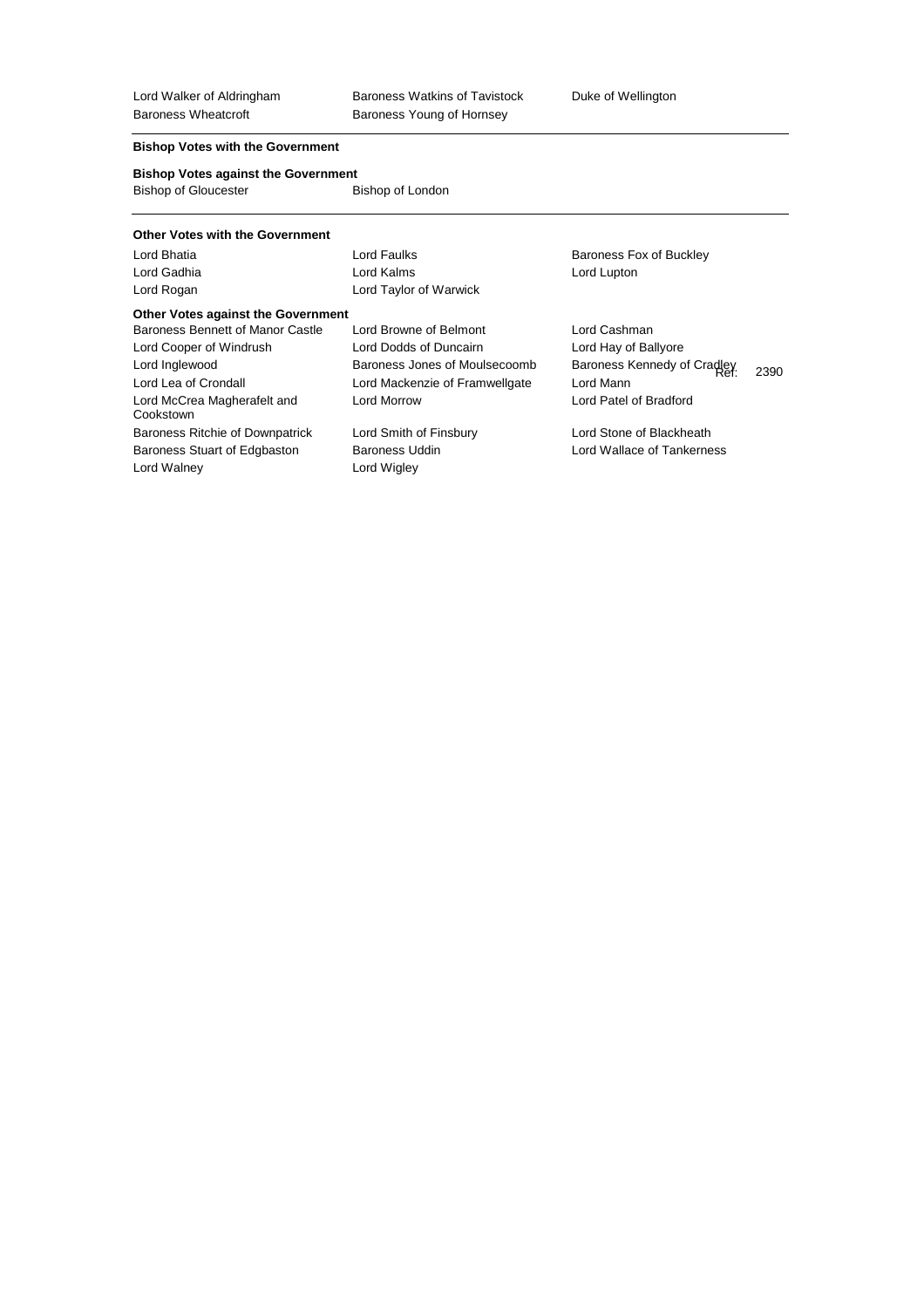Lord Walker of Aldringham
Baroness Watkins of Tavistock
Duke of Wellington
Baroness Wheatcroft
Baroness Young of Hornsey

**Bishop Votes with the Government**

**Bishop Votes against the Government**

Bishop of Gloucester
Bishop of London

**Other Votes with the Government**

Lord Bhatia
Lord Faulks
Baroness Fox of Buckley
Lord Gadhia
Lord Kalms
Lord Lupton
Lord Rogan
Lord Taylor of Warwick

**Other Votes against the Government**

Baroness Bennett of Manor Castle
Lord Browne of Belmont
Lord Cashman
Lord Cooper of Windrush
Lord Dodds of Duncairn
Lord Hay of Ballyore
Lord Inglewood
Baroness Jones of Moulsecoomb
Baroness Kennedy of Cradley
Lord Lea of Crondall
Lord Mackenzie of Framwellgate
Lord Mann
Lord McCrea Magherafelt and Cookstown
Lord Morrow
Lord Patel of Bradford
Baroness Ritchie of Downpatrick
Lord Smith of Finsbury
Lord Stone of Blackheath
Baroness Stuart of Edgbaston
Baroness Uddin
Lord Wallace of Tankerness
Lord Walney
Lord Wigley

Ref: 2390